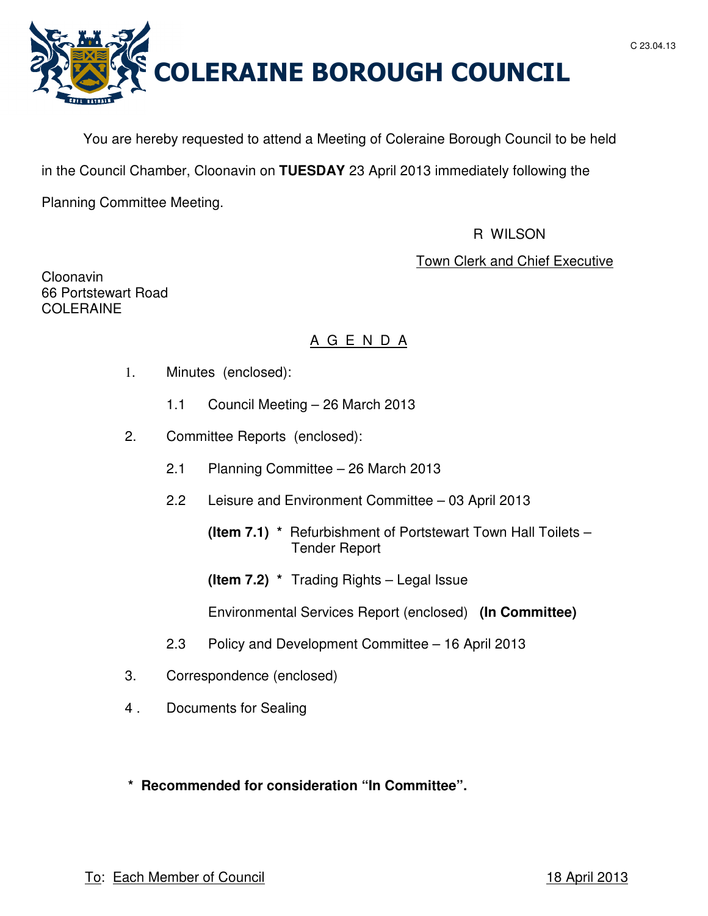C 23.04.13

# COLERAINE BOROUGH COUNCIL

You are hereby requested to attend a Meeting of Coleraine Borough Council to be held in the Council Chamber, Cloonavin on **TUESDAY** 23 April 2013 immediately following the Planning Committee Meeting.

R WILSON

Town Clerk and Chief Executive

Cloonavin
66 Portstewart Road
COLERAINE

## A G E N D A

1. Minutes (enclosed):

   1.1 Council Meeting – 26 March 2013

2. Committee Reports (enclosed):

   2.1 Planning Committee – 26 March 2013

   2.2 Leisure and Environment Committee – 03 April 2013

   **(Item 7.1)** * Refurbishment of Portstewart Town Hall Toilets – Tender Report

   **(Item 7.2)** * Trading Rights – Legal Issue

   Environmental Services Report (enclosed) **(In Committee)**

   2.3 Policy and Development Committee – 16 April 2013

3. Correspondence (enclosed)

4. Documents for Sealing

**\* Recommended for consideration "In Committee".**

To: Each Member of Council

18 April 2013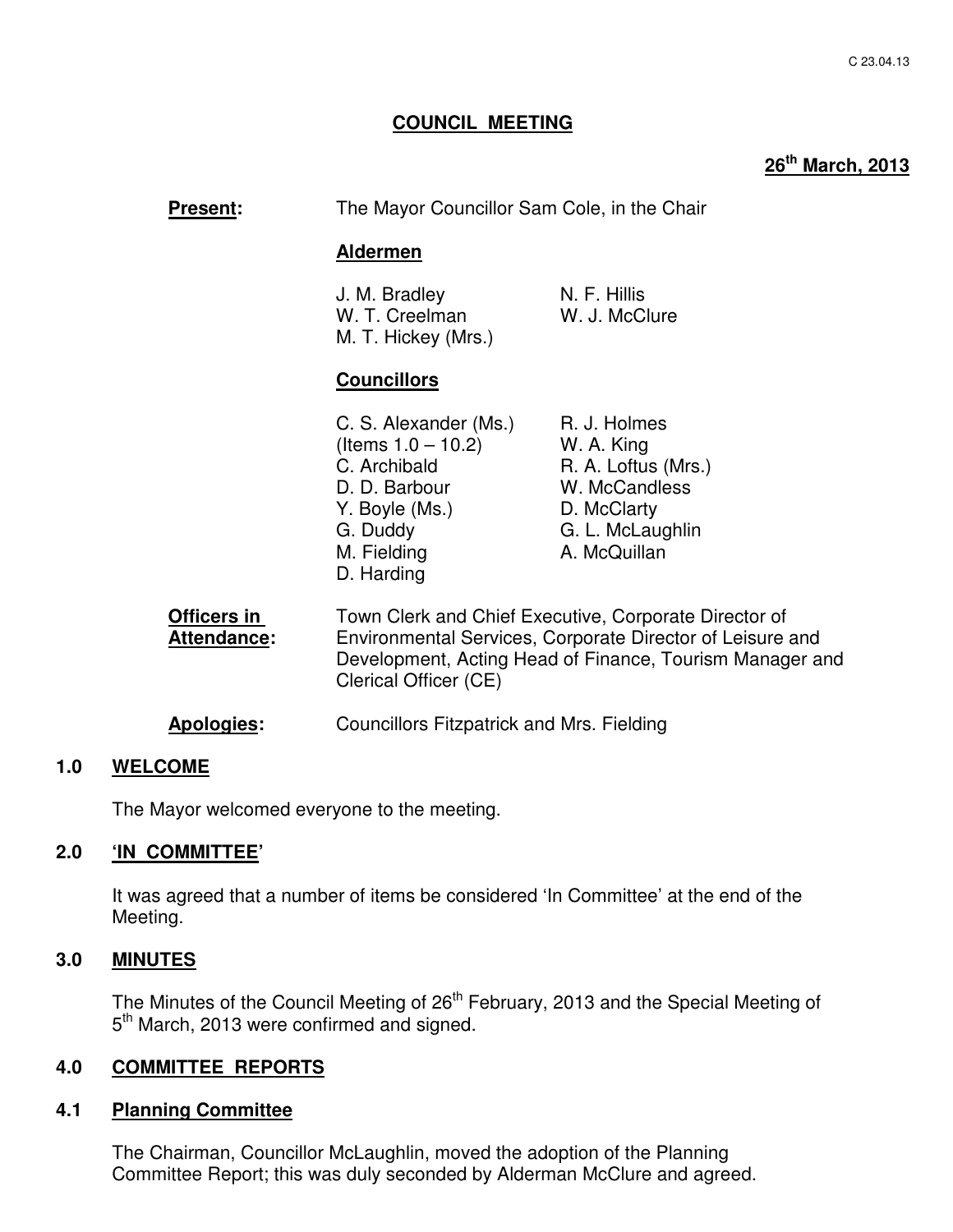# COUNCIL MEETING

**26th March, 2013**

**Present:** The Mayor Councillor Sam Cole, in the Chair

**Aldermen**

J. M. Bradley
W. T. Creelman
M. T. Hickey (Mrs.)
N. F. Hillis
W. J. McClure

**Councillors**

C. S. Alexander (Ms.) (Items 1.0 – 10.2)
C. Archibald
D. D. Barbour
Y. Boyle (Ms.)
G. Duddy
M. Fielding
D. Harding
R. J. Holmes
W. A. King
R. A. Loftus (Mrs.)
W. McCandless
D. McClarty
G. L. McLaughlin
A. McQuillan

**Officers in Attendance:** Town Clerk and Chief Executive, Corporate Director of Environmental Services, Corporate Director of Leisure and Development, Acting Head of Finance, Tourism Manager and Clerical Officer (CE)

**Apologies:** Councillors Fitzpatrick and Mrs. Fielding

## 1.0 WELCOME

The Mayor welcomed everyone to the meeting.

## 2.0 'IN COMMITTEE'

It was agreed that a number of items be considered 'In Committee' at the end of the Meeting.

## 3.0 MINUTES

The Minutes of the Council Meeting of 26th February, 2013 and the Special Meeting of 5th March, 2013 were confirmed and signed.

## 4.0 COMMITTEE REPORTS

### 4.1 Planning Committee

The Chairman, Councillor McLaughlin, moved the adoption of the Planning Committee Report; this was duly seconded by Alderman McClure and agreed.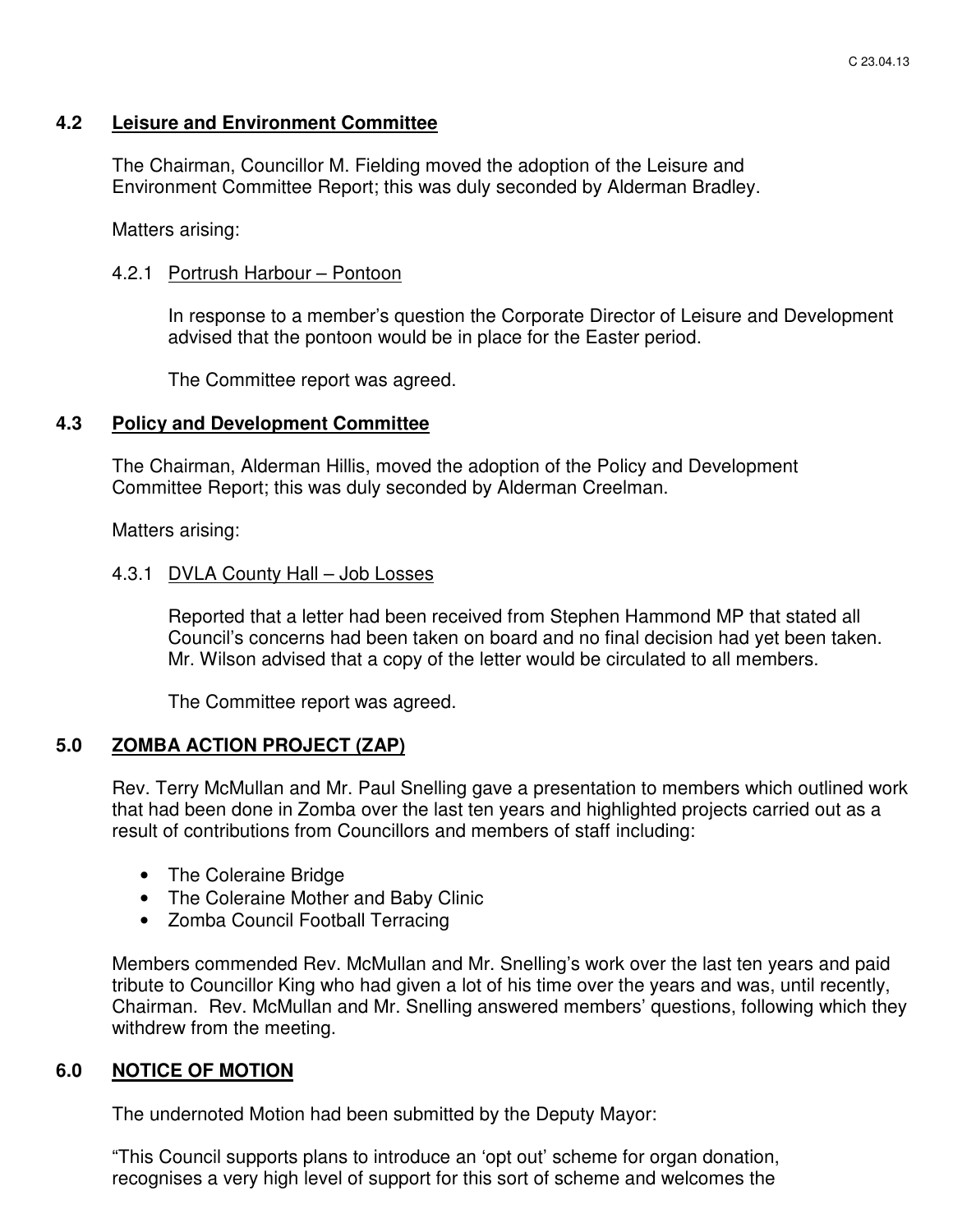### 4.2 Leisure and Environment Committee

The Chairman, Councillor M. Fielding moved the adoption of the Leisure and Environment Committee Report; this was duly seconded by Alderman Bradley.

Matters arising:

4.2.1 Portrush Harbour – Pontoon

In response to a member's question the Corporate Director of Leisure and Development advised that the pontoon would be in place for the Easter period.

The Committee report was agreed.

### 4.3 Policy and Development Committee

The Chairman, Alderman Hillis, moved the adoption of the Policy and Development Committee Report; this was duly seconded by Alderman Creelman.

Matters arising:

4.3.1 DVLA County Hall – Job Losses

Reported that a letter had been received from Stephen Hammond MP that stated all Council's concerns had been taken on board and no final decision had yet been taken. Mr. Wilson advised that a copy of the letter would be circulated to all members.

The Committee report was agreed.

## 5.0 ZOMBA ACTION PROJECT (ZAP)

Rev. Terry McMullan and Mr. Paul Snelling gave a presentation to members which outlined work that had been done in Zomba over the last ten years and highlighted projects carried out as a result of contributions from Councillors and members of staff including:

- The Coleraine Bridge
- The Coleraine Mother and Baby Clinic
- Zomba Council Football Terracing

Members commended Rev. McMullan and Mr. Snelling's work over the last ten years and paid tribute to Councillor King who had given a lot of his time over the years and was, until recently, Chairman. Rev. McMullan and Mr. Snelling answered members' questions, following which they withdrew from the meeting.

## 6.0 NOTICE OF MOTION

The undernoted Motion had been submitted by the Deputy Mayor:

"This Council supports plans to introduce an 'opt out' scheme for organ donation, recognises a very high level of support for this sort of scheme and welcomes the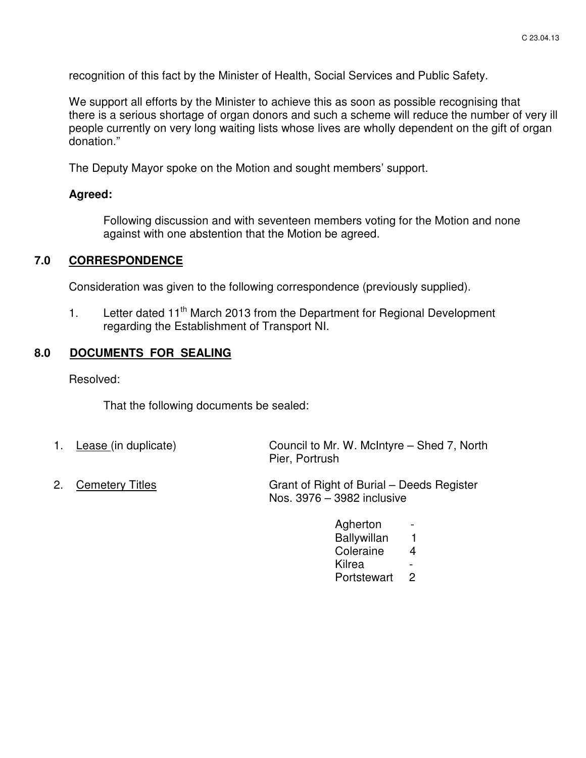recognition of this fact by the Minister of Health, Social Services and Public Safety.

We support all efforts by the Minister to achieve this as soon as possible recognising that there is a serious shortage of organ donors and such a scheme will reduce the number of very ill people currently on very long waiting lists whose lives are wholly dependent on the gift of organ donation."

The Deputy Mayor spoke on the Motion and sought members' support.

**Agreed:**

Following discussion and with seventeen members voting for the Motion and none against with one abstention that the Motion be agreed.

## 7.0 CORRESPONDENCE

Consideration was given to the following correspondence (previously supplied).

1. Letter dated 11th March 2013 from the Department for Regional Development regarding the Establishment of Transport NI.

## 8.0 DOCUMENTS FOR SEALING

Resolved:

That the following documents be sealed:

1. Lease (in duplicate) — Council to Mr. W. McIntyre – Shed 7, North Pier, Portrush

2. Cemetery Titles — Grant of Right of Burial – Deeds Register Nos. 3976 – 3982 inclusive

| | |
|---|---|
| Agherton | - |
| Ballywillan | 1 |
| Coleraine | 4 |
| Kilrea | - |
| Portstewart | 2 |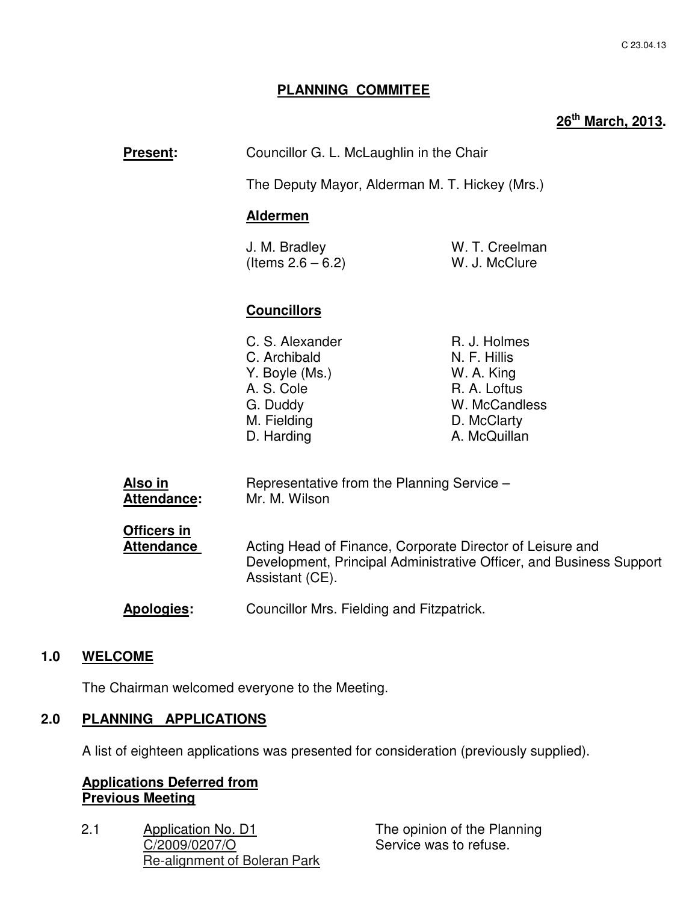C 23.04.13

# PLANNING COMMITEE

**26th March, 2013.**

**Present:** Councillor G. L. McLaughlin in the Chair

The Deputy Mayor, Alderman M. T. Hickey (Mrs.)

**Aldermen**

| | |
|---|---|
| J. M. Bradley (Items 2.6 – 6.2) | W. T. Creelman |
| | W. J. McClure |

**Councillors**

| | |
|---|---|
| C. S. Alexander | R. J. Holmes |
| C. Archibald | N. F. Hillis |
| Y. Boyle (Ms.) | W. A. King |
| A. S. Cole | R. A. Loftus |
| G. Duddy | W. McCandless |
| M. Fielding | D. McClarty |
| D. Harding | A. McQuillan |

**Also in Attendance:** Representative from the Planning Service – Mr. M. Wilson

**Officers in Attendance** Acting Head of Finance, Corporate Director of Leisure and Development, Principal Administrative Officer, and Business Support Assistant (CE).

**Apologies:** Councillor Mrs. Fielding and Fitzpatrick.

## 1.0 WELCOME

The Chairman welcomed everyone to the Meeting.

## 2.0 PLANNING APPLICATIONS

A list of eighteen applications was presented for consideration (previously supplied).

**Applications Deferred from Previous Meeting**

2.1 Application No. D1
C/2009/0207/O
Re-alignment of Boleran Park

The opinion of the Planning Service was to refuse.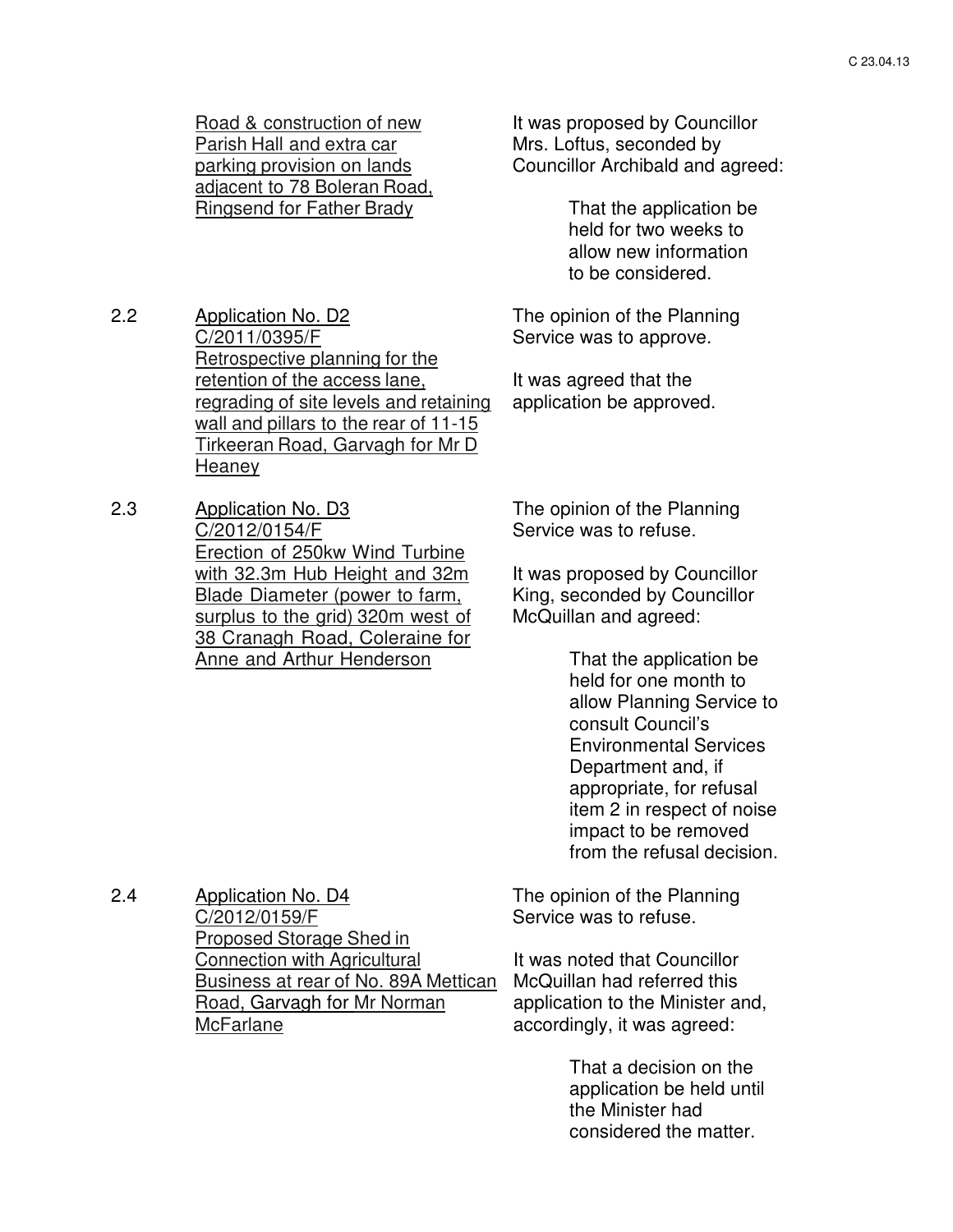Road & construction of new Parish Hall and extra car parking provision on lands adjacent to 78 Boleran Road, Ringsend for Father Brady

It was proposed by Councillor Mrs. Loftus, seconded by Councillor Archibald and agreed:

> That the application be held for two weeks to allow new information to be considered.

2.2 Application No. D2
C/2011/0395/F
Retrospective planning for the retention of the access lane, regrading of site levels and retaining wall and pillars to the rear of 11-15 Tirkeeran Road, Garvagh for Mr D Heaney

The opinion of the Planning Service was to approve.

It was agreed that the application be approved.

2.3 Application No. D3
C/2012/0154/F
Erection of 250kw Wind Turbine with 32.3m Hub Height and 32m Blade Diameter (power to farm, surplus to the grid) 320m west of 38 Cranagh Road, Coleraine for Anne and Arthur Henderson

The opinion of the Planning Service was to refuse.

It was proposed by Councillor King, seconded by Councillor McQuillan and agreed:

> That the application be held for one month to allow Planning Service to consult Council's Environmental Services Department and, if appropriate, for refusal item 2 in respect of noise impact to be removed from the refusal decision.

2.4 Application No. D4
C/2012/0159/F
Proposed Storage Shed in Connection with Agricultural Business at rear of No. 89A Mettican Road, Garvagh for Mr Norman McFarlane

The opinion of the Planning Service was to refuse.

It was noted that Councillor McQuillan had referred this application to the Minister and, accordingly, it was agreed:

> That a decision on the application be held until the Minister had considered the matter.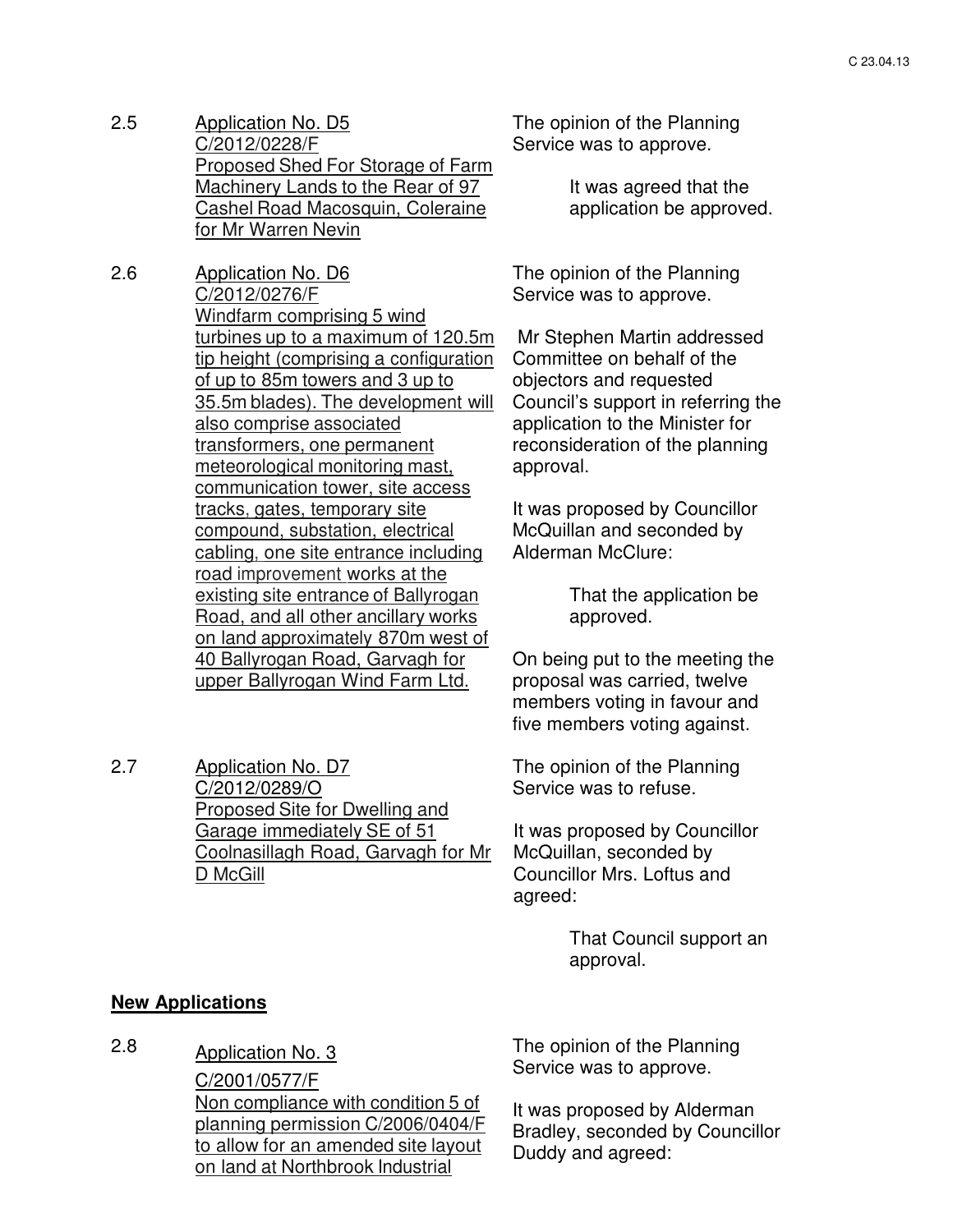2.5 **Application No. D5**
C/2012/0228/F
Proposed Shed For Storage of Farm Machinery Lands to the Rear of 97 Cashel Road Macosquin, Coleraine for Mr Warren Nevin

The opinion of the Planning Service was to approve.

> It was agreed that the application be approved.

2.6 **Application No. D6**
C/2012/0276/F
Windfarm comprising 5 wind turbines up to a maximum of 120.5m tip height (comprising a configuration of up to 85m towers and 3 up to 35.5m blades). The development will also comprise associated transformers, one permanent meteorological monitoring mast, communication tower, site access tracks, gates, temporary site compound, substation, electrical cabling, one site entrance including road improvement works at the existing site entrance of Ballyrogan Road, and all other ancillary works on land approximately 870m west of 40 Ballyrogan Road, Garvagh for upper Ballyrogan Wind Farm Ltd.

The opinion of the Planning Service was to approve.

Mr Stephen Martin addressed Committee on behalf of the objectors and requested Council's support in referring the application to the Minister for reconsideration of the planning approval.

It was proposed by Councillor McQuillan and seconded by Alderman McClure:

> That the application be approved.

On being put to the meeting the proposal was carried, twelve members voting in favour and five members voting against.

2.7 **Application No. D7**
C/2012/0289/O
Proposed Site for Dwelling and Garage immediately SE of 51 Coolnasillagh Road, Garvagh for Mr D McGill

The opinion of the Planning Service was to refuse.

It was proposed by Councillor McQuillan, seconded by Councillor Mrs. Loftus and agreed:

> That Council support an approval.

## New Applications

2.8 **Application No. 3**
C/2001/0577/F
Non compliance with condition 5 of planning permission C/2006/0404/F to allow for an amended site layout on land at Northbrook Industrial

The opinion of the Planning Service was to approve.

It was proposed by Alderman Bradley, seconded by Councillor Duddy and agreed: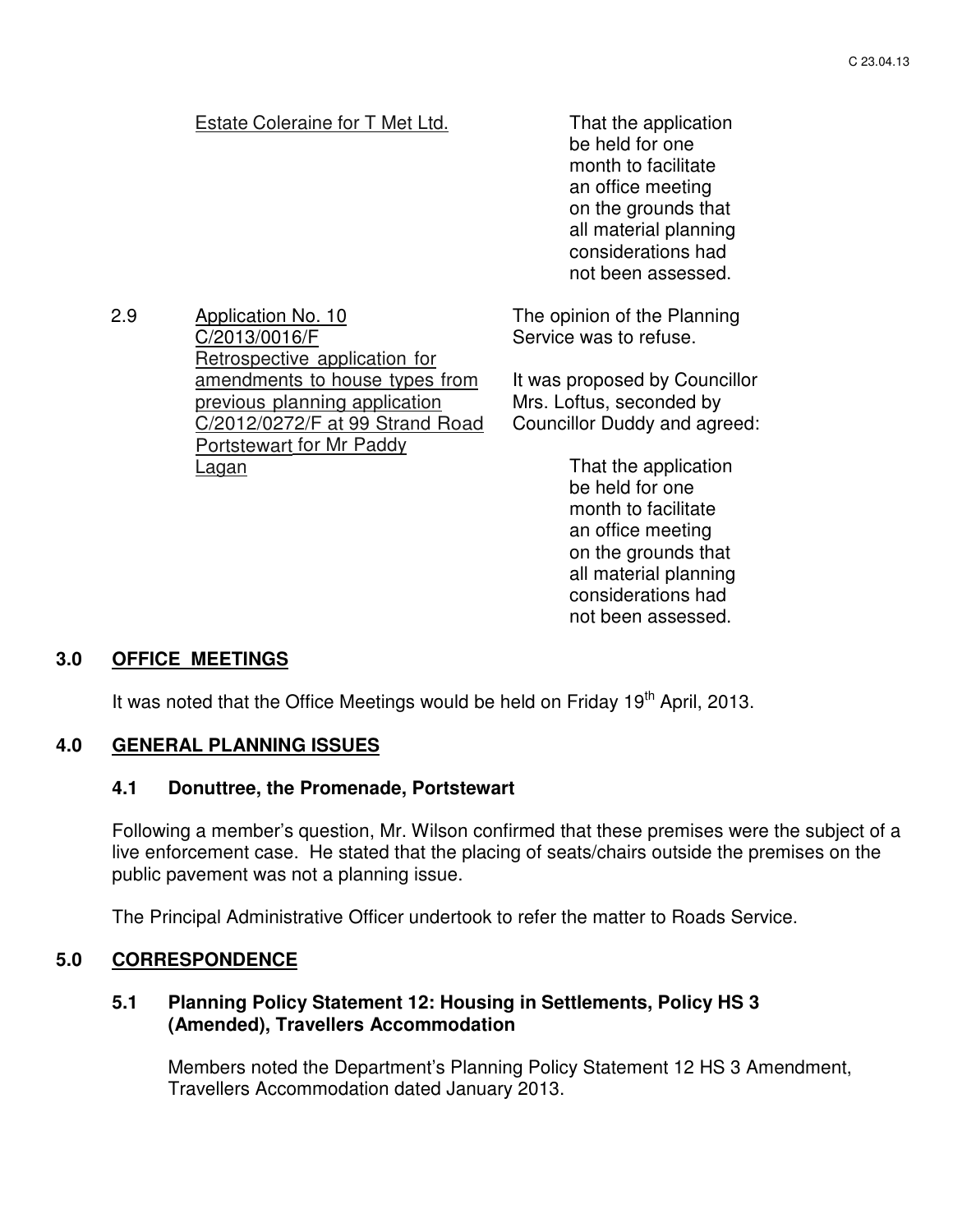Estate Coleraine for T Met Ltd.

That the application be held for one month to facilitate an office meeting on the grounds that all material planning considerations had not been assessed.

2.9 Application No. 10 C/2013/0016/F Retrospective application for amendments to house types from previous planning application C/2012/0272/F at 99 Strand Road Portstewart for Mr Paddy Lagan

The opinion of the Planning Service was to refuse.

It was proposed by Councillor Mrs. Loftus, seconded by Councillor Duddy and agreed:

That the application be held for one month to facilitate an office meeting on the grounds that all material planning considerations had not been assessed.

## 3.0 OFFICE MEETINGS

It was noted that the Office Meetings would be held on Friday 19th April, 2013.

## 4.0 GENERAL PLANNING ISSUES

### 4.1 Donuttree, the Promenade, Portstewart

Following a member's question, Mr. Wilson confirmed that these premises were the subject of a live enforcement case. He stated that the placing of seats/chairs outside the premises on the public pavement was not a planning issue.

The Principal Administrative Officer undertook to refer the matter to Roads Service.

## 5.0 CORRESPONDENCE

### 5.1 Planning Policy Statement 12: Housing in Settlements, Policy HS 3 (Amended), Travellers Accommodation

Members noted the Department's Planning Policy Statement 12 HS 3 Amendment, Travellers Accommodation dated January 2013.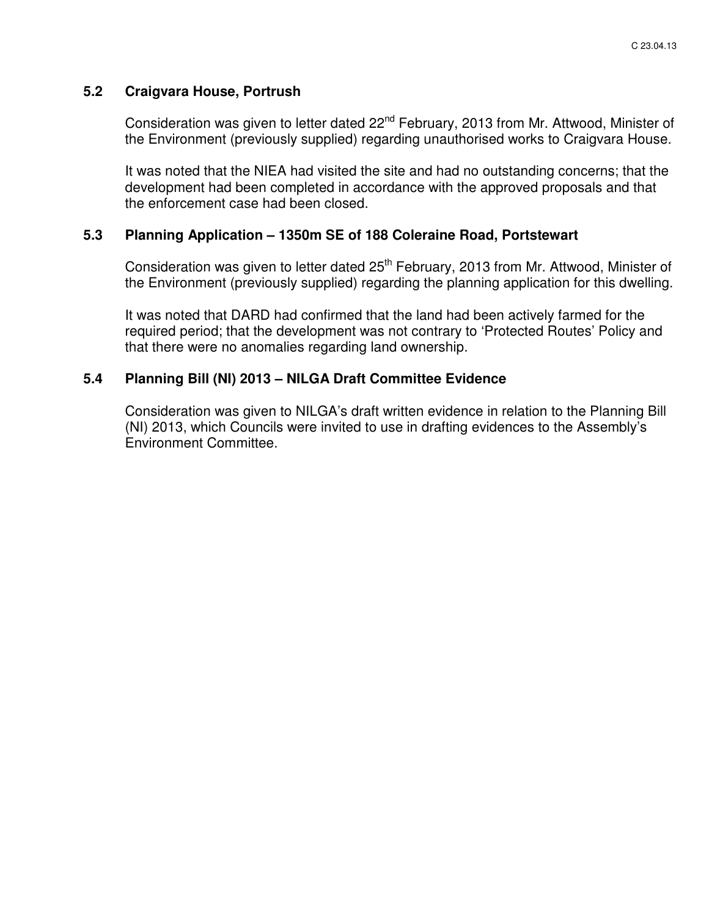### 5.2 Craigvara House, Portrush

Consideration was given to letter dated 22nd February, 2013 from Mr. Attwood, Minister of the Environment (previously supplied) regarding unauthorised works to Craigvara House.

It was noted that the NIEA had visited the site and had no outstanding concerns; that the development had been completed in accordance with the approved proposals and that the enforcement case had been closed.

### 5.3 Planning Application – 1350m SE of 188 Coleraine Road, Portstewart

Consideration was given to letter dated 25th February, 2013 from Mr. Attwood, Minister of the Environment (previously supplied) regarding the planning application for this dwelling.

It was noted that DARD had confirmed that the land had been actively farmed for the required period; that the development was not contrary to 'Protected Routes' Policy and that there were no anomalies regarding land ownership.

### 5.4 Planning Bill (NI) 2013 – NILGA Draft Committee Evidence

Consideration was given to NILGA's draft written evidence in relation to the Planning Bill (NI) 2013, which Councils were invited to use in drafting evidences to the Assembly's Environment Committee.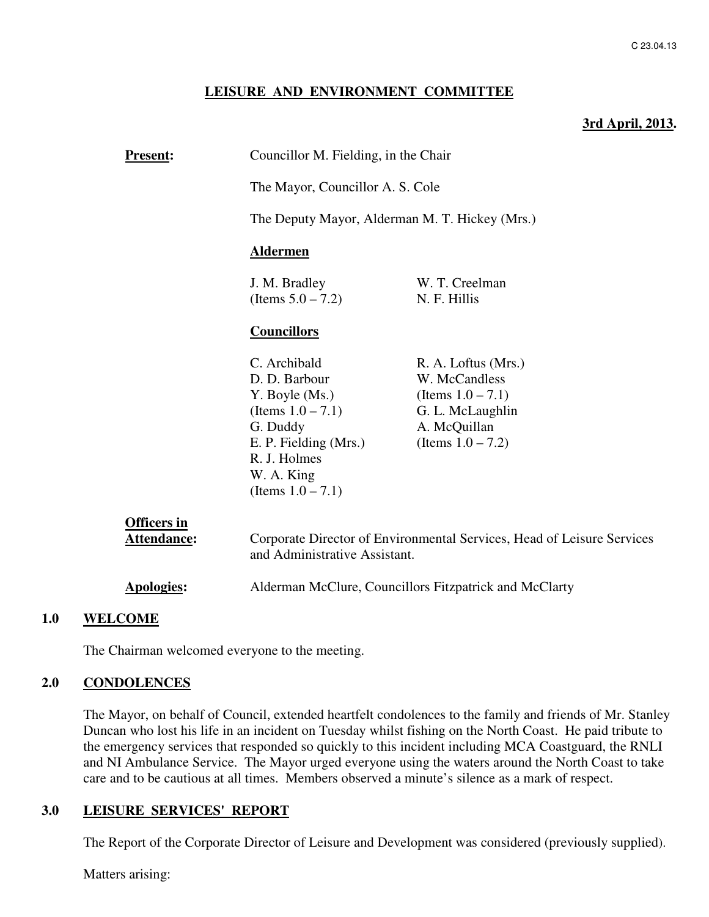## LEISURE AND ENVIRONMENT COMMITTEE

**3rd April, 2013.**

**Present:** Councillor M. Fielding, in the Chair

The Mayor, Councillor A. S. Cole

The Deputy Mayor, Alderman M. T. Hickey (Mrs.)

**Aldermen**

| | |
|---|---|
| J. M. Bradley (Items 5.0 – 7.2) | W. T. Creelman |
| | N. F. Hillis |

**Councillors**

| | |
|---|---|
| C. Archibald | R. A. Loftus (Mrs.) |
| D. D. Barbour | W. McCandless (Items 1.0 – 7.1) |
| Y. Boyle (Ms.) (Items 1.0 – 7.1) | G. L. McLaughlin |
| G. Duddy | A. McQuillan (Items 1.0 – 7.2) |
| E. P. Fielding (Mrs.) | |
| R. J. Holmes | |
| W. A. King (Items 1.0 – 7.1) | |

**Officers in Attendance:** Corporate Director of Environmental Services, Head of Leisure Services and Administrative Assistant.

**Apologies:** Alderman McClure, Councillors Fitzpatrick and McClarty

### 1.0 WELCOME

The Chairman welcomed everyone to the meeting.

### 2.0 CONDOLENCES

The Mayor, on behalf of Council, extended heartfelt condolences to the family and friends of Mr. Stanley Duncan who lost his life in an incident on Tuesday whilst fishing on the North Coast. He paid tribute to the emergency services that responded so quickly to this incident including MCA Coastguard, the RNLI and NI Ambulance Service. The Mayor urged everyone using the waters around the North Coast to take care and to be cautious at all times. Members observed a minute's silence as a mark of respect.

### 3.0 LEISURE SERVICES' REPORT

The Report of the Corporate Director of Leisure and Development was considered (previously supplied).

Matters arising: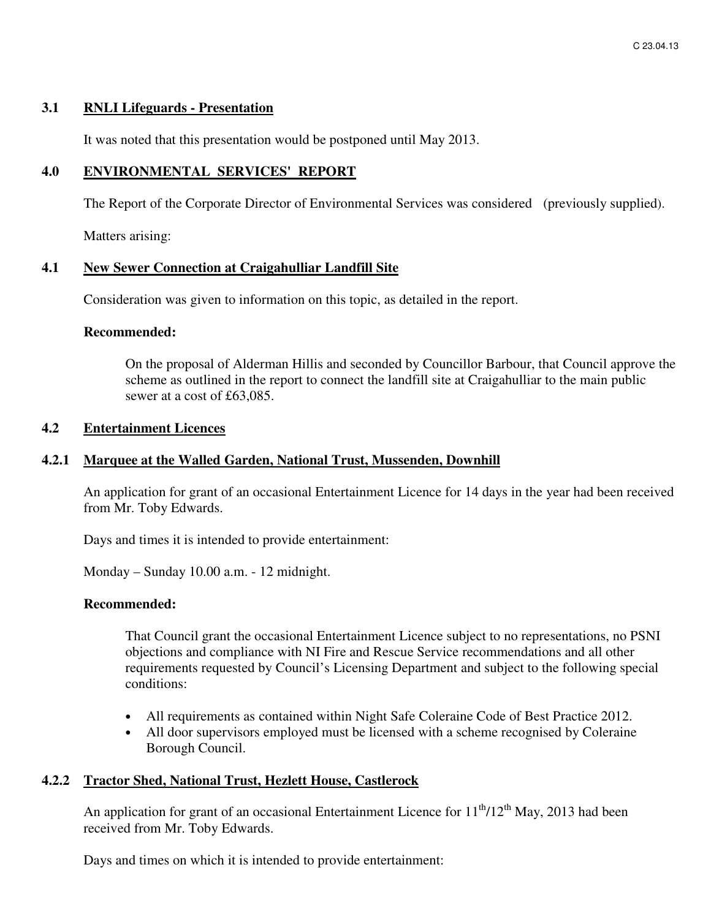### 3.1 RNLI Lifeguards - Presentation

It was noted that this presentation would be postponed until May 2013.

## 4.0 ENVIRONMENTAL SERVICES' REPORT

The Report of the Corporate Director of Environmental Services was considered (previously supplied).

Matters arising:

### 4.1 New Sewer Connection at Craigahulliar Landfill Site

Consideration was given to information on this topic, as detailed in the report.

**Recommended:**

On the proposal of Alderman Hillis and seconded by Councillor Barbour, that Council approve the scheme as outlined in the report to connect the landfill site at Craigahulliar to the main public sewer at a cost of £63,085.

### 4.2 Entertainment Licences

#### 4.2.1 Marquee at the Walled Garden, National Trust, Mussenden, Downhill

An application for grant of an occasional Entertainment Licence for 14 days in the year had been received from Mr. Toby Edwards.

Days and times it is intended to provide entertainment:

Monday – Sunday 10.00 a.m. - 12 midnight.

**Recommended:**

That Council grant the occasional Entertainment Licence subject to no representations, no PSNI objections and compliance with NI Fire and Rescue Service recommendations and all other requirements requested by Council's Licensing Department and subject to the following special conditions:

- All requirements as contained within Night Safe Coleraine Code of Best Practice 2012.
- All door supervisors employed must be licensed with a scheme recognised by Coleraine Borough Council.

#### 4.2.2 Tractor Shed, National Trust, Hezlett House, Castlerock

An application for grant of an occasional Entertainment Licence for 11th/12th May, 2013 had been received from Mr. Toby Edwards.

Days and times on which it is intended to provide entertainment: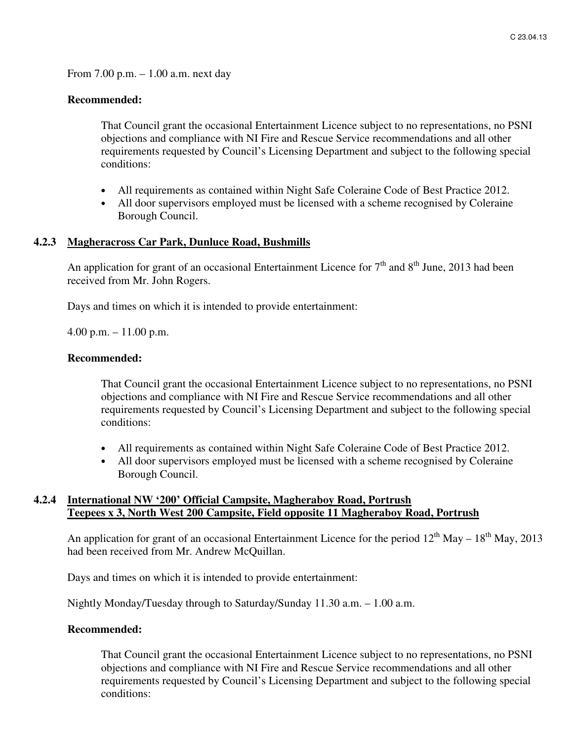From 7.00 p.m. – 1.00 a.m. next day

**Recommended:**

That Council grant the occasional Entertainment Licence subject to no representations, no PSNI objections and compliance with NI Fire and Rescue Service recommendations and all other requirements requested by Council's Licensing Department and subject to the following special conditions:

- All requirements as contained within Night Safe Coleraine Code of Best Practice 2012.
- All door supervisors employed must be licensed with a scheme recognised by Coleraine Borough Council.

### 4.2.3 Magheracross Car Park, Dunluce Road, Bushmills

An application for grant of an occasional Entertainment Licence for 7th and 8th June, 2013 had been received from Mr. John Rogers.

Days and times on which it is intended to provide entertainment:

4.00 p.m. – 11.00 p.m.

**Recommended:**

That Council grant the occasional Entertainment Licence subject to no representations, no PSNI objections and compliance with NI Fire and Rescue Service recommendations and all other requirements requested by Council's Licensing Department and subject to the following special conditions:

- All requirements as contained within Night Safe Coleraine Code of Best Practice 2012.
- All door supervisors employed must be licensed with a scheme recognised by Coleraine Borough Council.

### 4.2.4 International NW '200' Official Campsite, Magheraboy Road, Portrush
### Teepees x 3, North West 200 Campsite, Field opposite 11 Magheraboy Road, Portrush

An application for grant of an occasional Entertainment Licence for the period 12th May – 18th May, 2013 had been received from Mr. Andrew McQuillan.

Days and times on which it is intended to provide entertainment:

Nightly Monday/Tuesday through to Saturday/Sunday 11.30 a.m. – 1.00 a.m.

**Recommended:**

That Council grant the occasional Entertainment Licence subject to no representations, no PSNI objections and compliance with NI Fire and Rescue Service recommendations and all other requirements requested by Council's Licensing Department and subject to the following special conditions: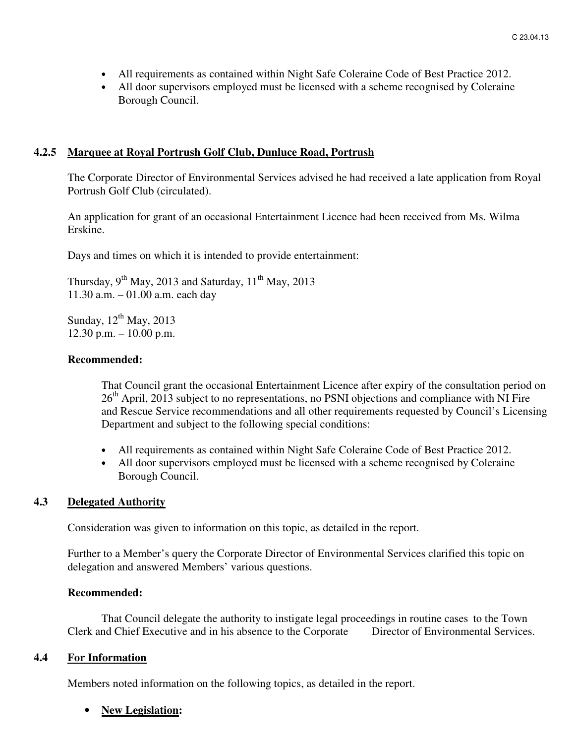- All requirements as contained within Night Safe Coleraine Code of Best Practice 2012.
- All door supervisors employed must be licensed with a scheme recognised by Coleraine Borough Council.

### 4.2.5 Marquee at Royal Portrush Golf Club, Dunluce Road, Portrush

The Corporate Director of Environmental Services advised he had received a late application from Royal Portrush Golf Club (circulated).

An application for grant of an occasional Entertainment Licence had been received from Ms. Wilma Erskine.

Days and times on which it is intended to provide entertainment:

Thursday, 9th May, 2013 and Saturday, 11th May, 2013
11.30 a.m. – 01.00 a.m. each day

Sunday, 12th May, 2013
12.30 p.m. – 10.00 p.m.

**Recommended:**

That Council grant the occasional Entertainment Licence after expiry of the consultation period on 26th April, 2013 subject to no representations, no PSNI objections and compliance with NI Fire and Rescue Service recommendations and all other requirements requested by Council's Licensing Department and subject to the following special conditions:

- All requirements as contained within Night Safe Coleraine Code of Best Practice 2012.
- All door supervisors employed must be licensed with a scheme recognised by Coleraine Borough Council.

### 4.3 Delegated Authority

Consideration was given to information on this topic, as detailed in the report.

Further to a Member's query the Corporate Director of Environmental Services clarified this topic on delegation and answered Members' various questions.

**Recommended:**

That Council delegate the authority to instigate legal proceedings in routine cases to the Town Clerk and Chief Executive and in his absence to the Corporate Director of Environmental Services.

### 4.4 For Information

Members noted information on the following topics, as detailed in the report.

- **New Legislation:**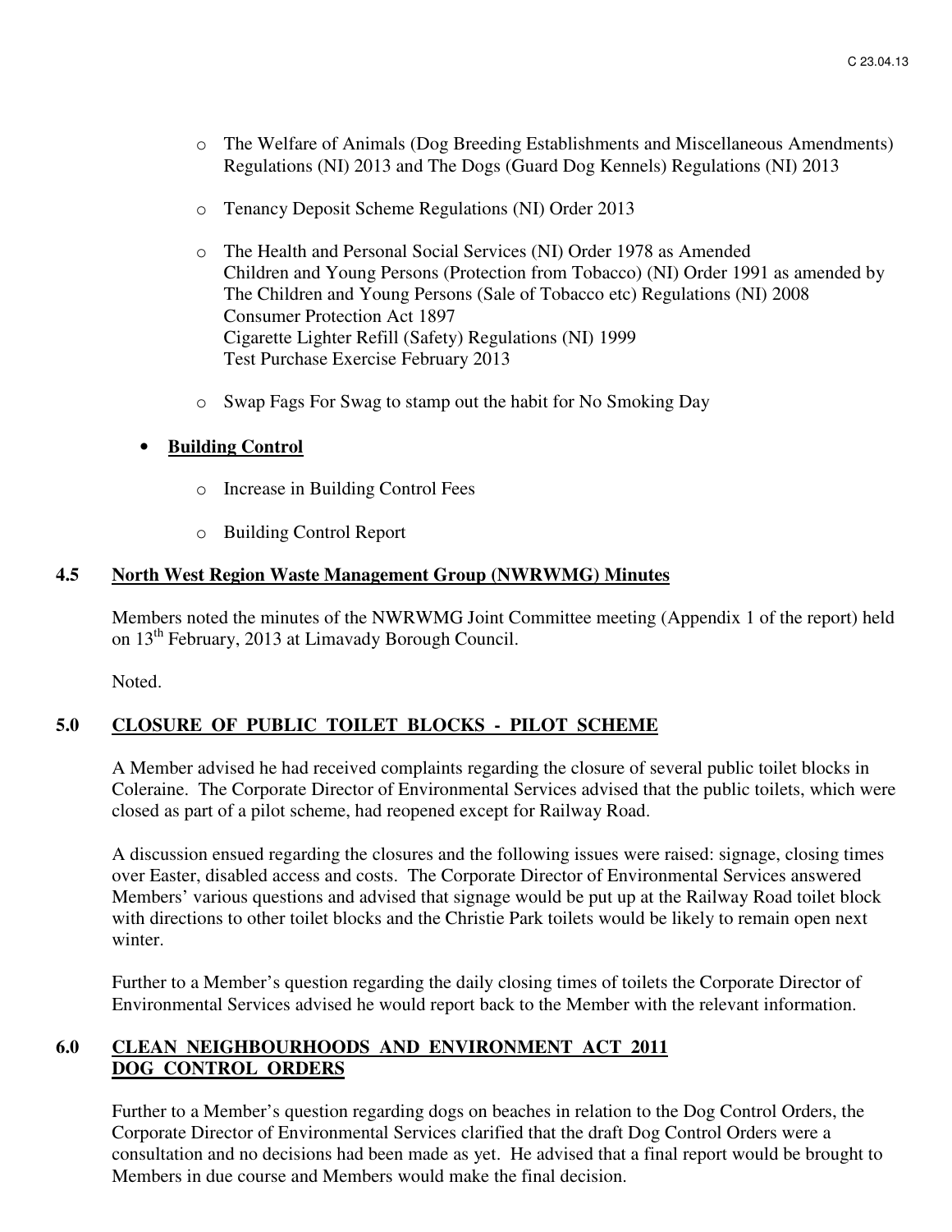- The Welfare of Animals (Dog Breeding Establishments and Miscellaneous Amendments) Regulations (NI) 2013 and The Dogs (Guard Dog Kennels) Regulations (NI) 2013

- Tenancy Deposit Scheme Regulations (NI) Order 2013

- The Health and Personal Social Services (NI) Order 1978 as Amended
  Children and Young Persons (Protection from Tobacco) (NI) Order 1991 as amended by The Children and Young Persons (Sale of Tobacco etc) Regulations (NI) 2008
  Consumer Protection Act 1897
  Cigarette Lighter Refill (Safety) Regulations (NI) 1999
  Test Purchase Exercise February 2013

- Swap Fags For Swag to stamp out the habit for No Smoking Day

- **Building Control**

  - Increase in Building Control Fees

  - Building Control Report

### 4.5 North West Region Waste Management Group (NWRWMG) Minutes

Members noted the minutes of the NWRWMG Joint Committee meeting (Appendix 1 of the report) held on 13th February, 2013 at Limavady Borough Council.

Noted.

## 5.0 CLOSURE OF PUBLIC TOILET BLOCKS - PILOT SCHEME

A Member advised he had received complaints regarding the closure of several public toilet blocks in Coleraine. The Corporate Director of Environmental Services advised that the public toilets, which were closed as part of a pilot scheme, had reopened except for Railway Road.

A discussion ensued regarding the closures and the following issues were raised: signage, closing times over Easter, disabled access and costs. The Corporate Director of Environmental Services answered Members' various questions and advised that signage would be put up at the Railway Road toilet block with directions to other toilet blocks and the Christie Park toilets would be likely to remain open next winter.

Further to a Member's question regarding the daily closing times of toilets the Corporate Director of Environmental Services advised he would report back to the Member with the relevant information.

## 6.0 CLEAN NEIGHBOURHOODS AND ENVIRONMENT ACT 2011 DOG CONTROL ORDERS

Further to a Member's question regarding dogs on beaches in relation to the Dog Control Orders, the Corporate Director of Environmental Services clarified that the draft Dog Control Orders were a consultation and no decisions had been made as yet. He advised that a final report would be brought to Members in due course and Members would make the final decision.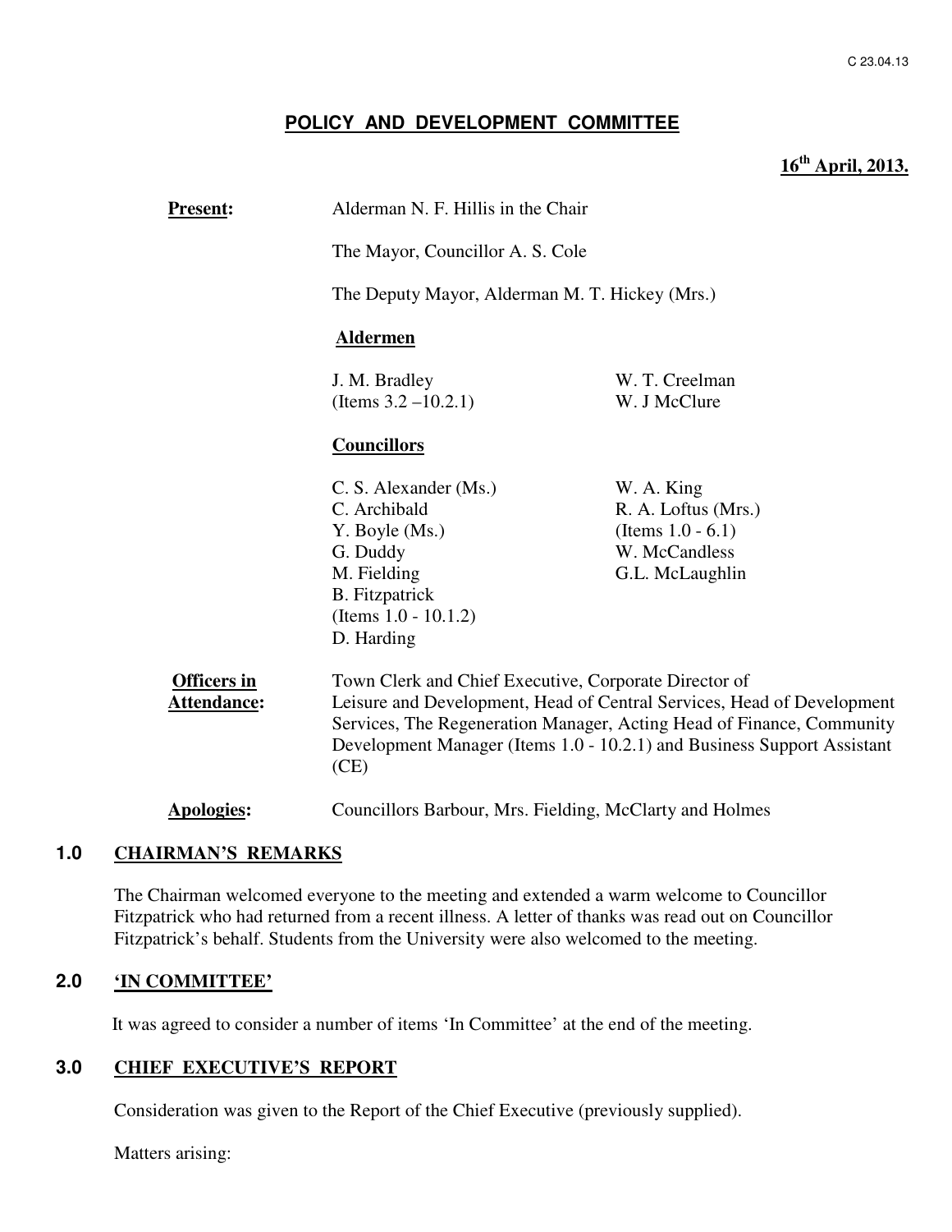C 23.04.13

# POLICY AND DEVELOPMENT COMMITTEE

**16th April, 2013.**

**Present:** Alderman N. F. Hillis in the Chair

The Mayor, Councillor A. S. Cole

The Deputy Mayor, Alderman M. T. Hickey (Mrs.)

**Aldermen**

J. M. Bradley (Items 3.2 –10.2.1)
W. T. Creelman
W. J McClure

**Councillors**

C. S. Alexander (Ms.)
C. Archibald
Y. Boyle (Ms.)
G. Duddy
M. Fielding
B. Fitzpatrick (Items 1.0 - 10.1.2)
D. Harding
W. A. King
R. A. Loftus (Mrs.) (Items 1.0 - 6.1)
W. McCandless
G.L. McLaughlin

**Officers in Attendance:** Town Clerk and Chief Executive, Corporate Director of Leisure and Development, Head of Central Services, Head of Development Services, The Regeneration Manager, Acting Head of Finance, Community Development Manager (Items 1.0 - 10.2.1) and Business Support Assistant (CE)

**Apologies:** Councillors Barbour, Mrs. Fielding, McClarty and Holmes

## 1.0 CHAIRMAN'S REMARKS

The Chairman welcomed everyone to the meeting and extended a warm welcome to Councillor Fitzpatrick who had returned from a recent illness. A letter of thanks was read out on Councillor Fitzpatrick's behalf. Students from the University were also welcomed to the meeting.

## 2.0 'IN COMMITTEE'

It was agreed to consider a number of items 'In Committee' at the end of the meeting.

## 3.0 CHIEF EXECUTIVE'S REPORT

Consideration was given to the Report of the Chief Executive (previously supplied).

Matters arising: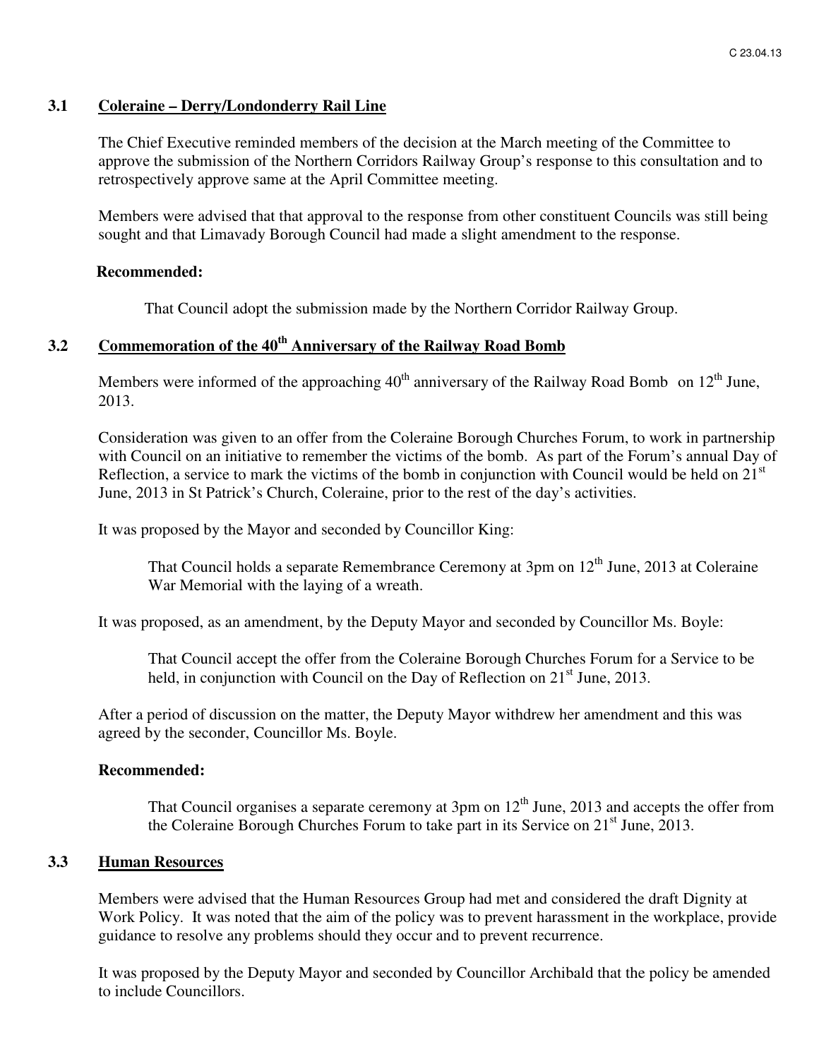## 3.1 Coleraine – Derry/Londonderry Rail Line

The Chief Executive reminded members of the decision at the March meeting of the Committee to approve the submission of the Northern Corridors Railway Group's response to this consultation and to retrospectively approve same at the April Committee meeting.

Members were advised that that approval to the response from other constituent Councils was still being sought and that Limavady Borough Council had made a slight amendment to the response.

**Recommended:**

That Council adopt the submission made by the Northern Corridor Railway Group.

## 3.2 Commemoration of the 40th Anniversary of the Railway Road Bomb

Members were informed of the approaching 40th anniversary of the Railway Road Bomb on 12th June, 2013.

Consideration was given to an offer from the Coleraine Borough Churches Forum, to work in partnership with Council on an initiative to remember the victims of the bomb. As part of the Forum's annual Day of Reflection, a service to mark the victims of the bomb in conjunction with Council would be held on 21st June, 2013 in St Patrick's Church, Coleraine, prior to the rest of the day's activities.

It was proposed by the Mayor and seconded by Councillor King:

> That Council holds a separate Remembrance Ceremony at 3pm on 12th June, 2013 at Coleraine War Memorial with the laying of a wreath.

It was proposed, as an amendment, by the Deputy Mayor and seconded by Councillor Ms. Boyle:

> That Council accept the offer from the Coleraine Borough Churches Forum for a Service to be held, in conjunction with Council on the Day of Reflection on 21st June, 2013.

After a period of discussion on the matter, the Deputy Mayor withdrew her amendment and this was agreed by the seconder, Councillor Ms. Boyle.

**Recommended:**

That Council organises a separate ceremony at 3pm on 12th June, 2013 and accepts the offer from the Coleraine Borough Churches Forum to take part in its Service on 21st June, 2013.

## 3.3 Human Resources

Members were advised that the Human Resources Group had met and considered the draft Dignity at Work Policy. It was noted that the aim of the policy was to prevent harassment in the workplace, provide guidance to resolve any problems should they occur and to prevent recurrence.

It was proposed by the Deputy Mayor and seconded by Councillor Archibald that the policy be amended to include Councillors.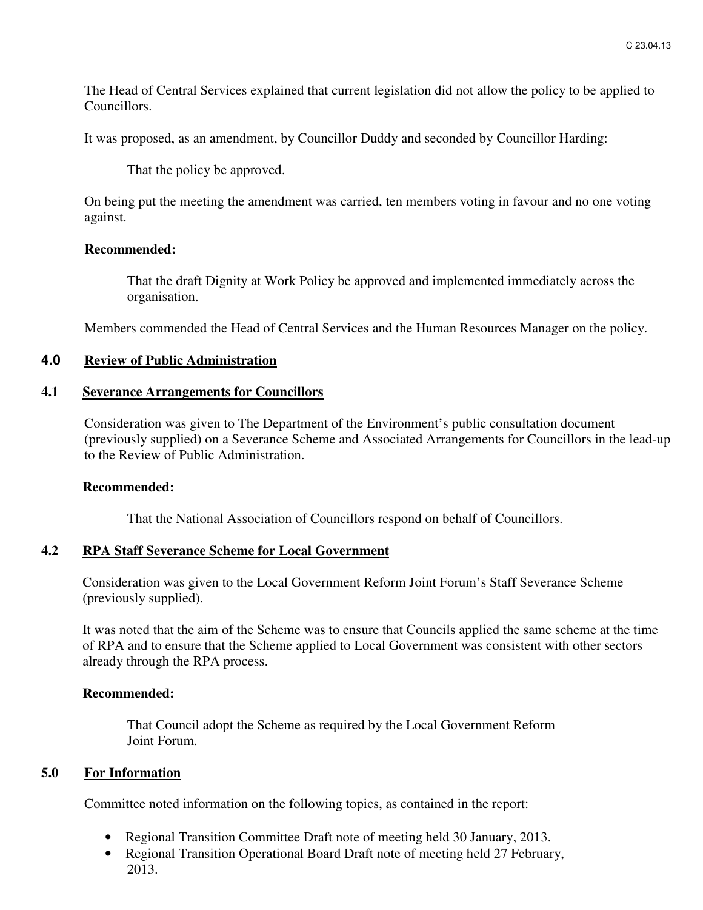The Head of Central Services explained that current legislation did not allow the policy to be applied to Councillors.

It was proposed, as an amendment, by Councillor Duddy and seconded by Councillor Harding:

> That the policy be approved.

On being put the meeting the amendment was carried, ten members voting in favour and no one voting against.

**Recommended:**

> That the draft Dignity at Work Policy be approved and implemented immediately across the organisation.

Members commended the Head of Central Services and the Human Resources Manager on the policy.

## 4.0 Review of Public Administration

### 4.1 Severance Arrangements for Councillors

Consideration was given to The Department of the Environment's public consultation document (previously supplied) on a Severance Scheme and Associated Arrangements for Councillors in the lead-up to the Review of Public Administration.

**Recommended:**

> That the National Association of Councillors respond on behalf of Councillors.

### 4.2 RPA Staff Severance Scheme for Local Government

Consideration was given to the Local Government Reform Joint Forum's Staff Severance Scheme (previously supplied).

It was noted that the aim of the Scheme was to ensure that Councils applied the same scheme at the time of RPA and to ensure that the Scheme applied to Local Government was consistent with other sectors already through the RPA process.

**Recommended:**

> That Council adopt the Scheme as required by the Local Government Reform Joint Forum.

## 5.0 For Information

Committee noted information on the following topics, as contained in the report:

- Regional Transition Committee Draft note of meeting held 30 January, 2013.
- Regional Transition Operational Board Draft note of meeting held 27 February, 2013.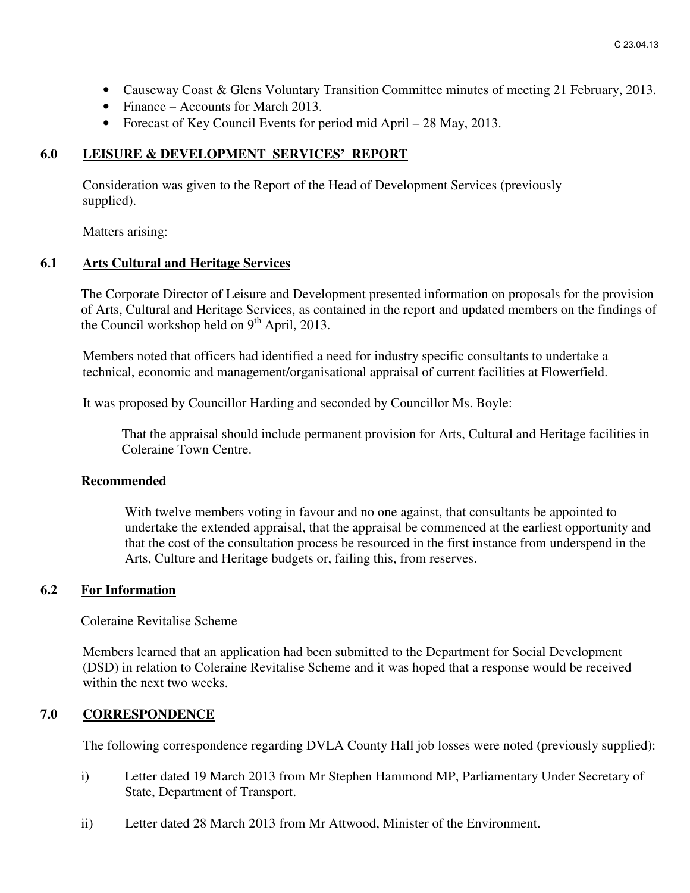- Causeway Coast & Glens Voluntary Transition Committee minutes of meeting 21 February, 2013.
- Finance – Accounts for March 2013.
- Forecast of Key Council Events for period mid April – 28 May, 2013.

## 6.0 LEISURE & DEVELOPMENT SERVICES' REPORT

Consideration was given to the Report of the Head of Development Services (previously supplied).

Matters arising:

### 6.1 Arts Cultural and Heritage Services

The Corporate Director of Leisure and Development presented information on proposals for the provision of Arts, Cultural and Heritage Services, as contained in the report and updated members on the findings of the Council workshop held on 9th April, 2013.

Members noted that officers had identified a need for industry specific consultants to undertake a technical, economic and management/organisational appraisal of current facilities at Flowerfield.

It was proposed by Councillor Harding and seconded by Councillor Ms. Boyle:

> That the appraisal should include permanent provision for Arts, Cultural and Heritage facilities in Coleraine Town Centre.

**Recommended**

> With twelve members voting in favour and no one against, that consultants be appointed to undertake the extended appraisal, that the appraisal be commenced at the earliest opportunity and that the cost of the consultation process be resourced in the first instance from underspend in the Arts, Culture and Heritage budgets or, failing this, from reserves.

### 6.2 For Information

Coleraine Revitalise Scheme

Members learned that an application had been submitted to the Department for Social Development (DSD) in relation to Coleraine Revitalise Scheme and it was hoped that a response would be received within the next two weeks.

## 7.0 CORRESPONDENCE

The following correspondence regarding DVLA County Hall job losses were noted (previously supplied):

i) Letter dated 19 March 2013 from Mr Stephen Hammond MP, Parliamentary Under Secretary of State, Department of Transport.

ii) Letter dated 28 March 2013 from Mr Attwood, Minister of the Environment.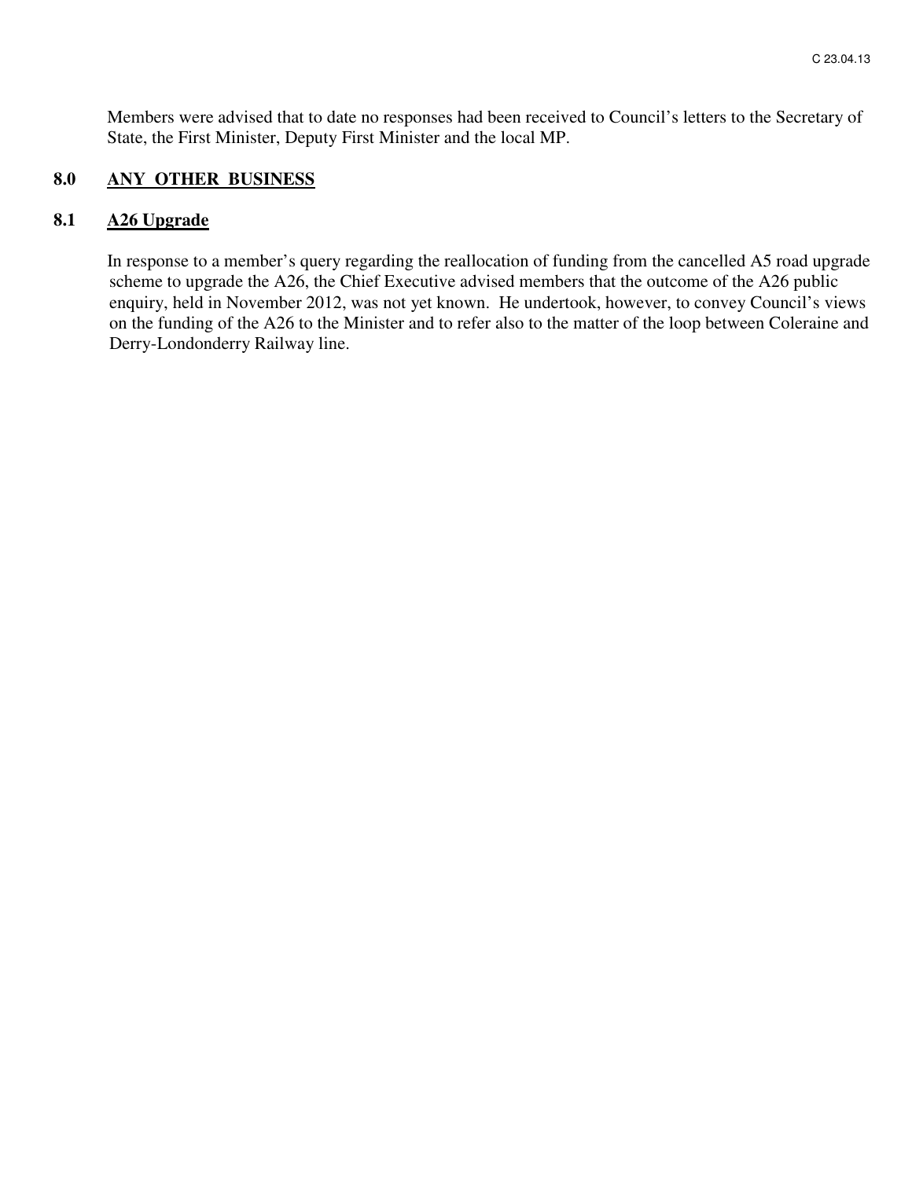Members were advised that to date no responses had been received to Council's letters to the Secretary of State, the First Minister, Deputy First Minister and the local MP.

## 8.0 ANY OTHER BUSINESS

### 8.1 A26 Upgrade

In response to a member's query regarding the reallocation of funding from the cancelled A5 road upgrade scheme to upgrade the A26, the Chief Executive advised members that the outcome of the A26 public enquiry, held in November 2012, was not yet known. He undertook, however, to convey Council's views on the funding of the A26 to the Minister and to refer also to the matter of the loop between Coleraine and Derry-Londonderry Railway line.